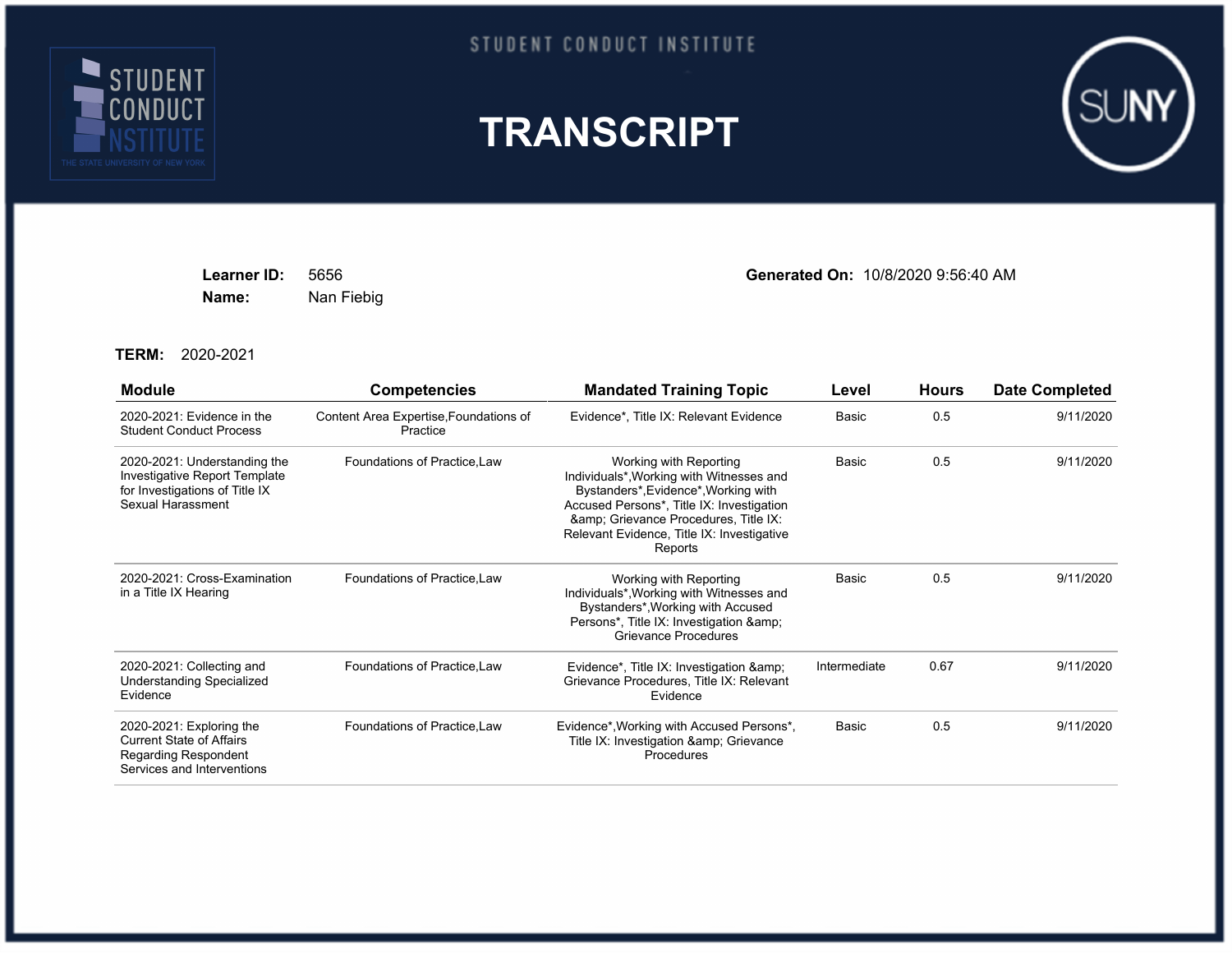STUDENT CONDUCT INSTITUTE

STUDENT CONDUCT INSTITUTE
THE STATE UNIVERSITY OF NEW YORK

SUNY

# TRANSCRIPT

**Learner ID:** 5656
**Name:** Nan Fiebig

**Generated On:** 10/8/2020 9:56:40 AM

**TERM:** 2020-2021

| Module | Competencies | Mandated Training Topic | Level | Hours | Date Completed |
|---|---|---|---|---|---|
| 2020-2021: Evidence in the Student Conduct Process | Content Area Expertise,Foundations of Practice | Evidence*, Title IX: Relevant Evidence | Basic | 0.5 | 9/11/2020 |
| 2020-2021: Understanding the Investigative Report Template for Investigations of Title IX Sexual Harassment | Foundations of Practice,Law | Working with Reporting Individuals*,Working with Witnesses and Bystanders*,Evidence*,Working with Accused Persons*, Title IX: Investigation &amp; Grievance Procedures, Title IX: Relevant Evidence, Title IX: Investigative Reports | Basic | 0.5 | 9/11/2020 |
| 2020-2021: Cross-Examination in a Title IX Hearing | Foundations of Practice,Law | Working with Reporting Individuals*,Working with Witnesses and Bystanders*,Working with Accused Persons*, Title IX: Investigation &amp; Grievance Procedures | Basic | 0.5 | 9/11/2020 |
| 2020-2021: Collecting and Understanding Specialized Evidence | Foundations of Practice,Law | Evidence*, Title IX: Investigation &amp; Grievance Procedures, Title IX: Relevant Evidence | Intermediate | 0.67 | 9/11/2020 |
| 2020-2021: Exploring the Current State of Affairs Regarding Respondent Services and Interventions | Foundations of Practice,Law | Evidence*,Working with Accused Persons*, Title IX: Investigation &amp; Grievance Procedures | Basic | 0.5 | 9/11/2020 |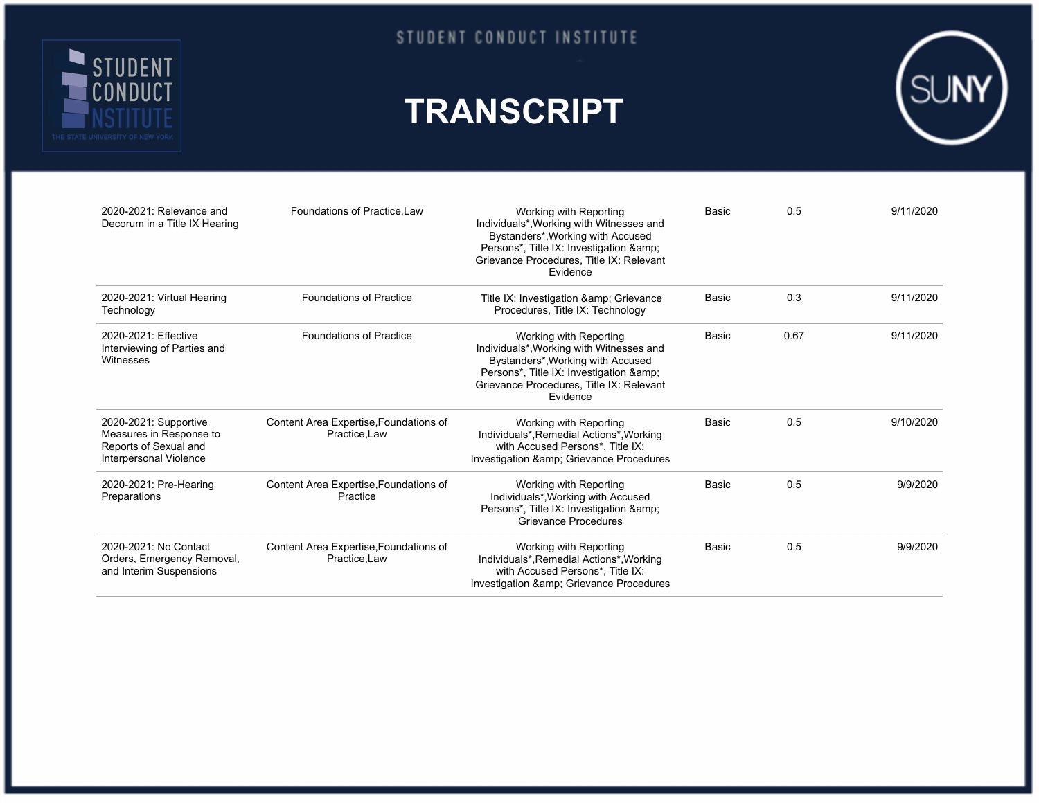# TRANSCRIPT

| | | | | | |
|---|---|---|---|---|---|
| 2020-2021: Relevance and Decorum in a Title IX Hearing | Foundations of Practice,Law | Working with Reporting Individuals*,Working with Witnesses and Bystanders*,Working with Accused Persons*, Title IX: Investigation &amp; Grievance Procedures, Title IX: Relevant Evidence | Basic | 0.5 | 9/11/2020 |
| 2020-2021: Virtual Hearing Technology | Foundations of Practice | Title IX: Investigation &amp; Grievance Procedures, Title IX: Technology | Basic | 0.3 | 9/11/2020 |
| 2020-2021: Effective Interviewing of Parties and Witnesses | Foundations of Practice | Working with Reporting Individuals*,Working with Witnesses and Bystanders*,Working with Accused Persons*, Title IX: Investigation &amp; Grievance Procedures, Title IX: Relevant Evidence | Basic | 0.67 | 9/11/2020 |
| 2020-2021: Supportive Measures in Response to Reports of Sexual and Interpersonal Violence | Content Area Expertise,Foundations of Practice,Law | Working with Reporting Individuals*,Remedial Actions*,Working with Accused Persons*, Title IX: Investigation &amp; Grievance Procedures | Basic | 0.5 | 9/10/2020 |
| 2020-2021: Pre-Hearing Preparations | Content Area Expertise,Foundations of Practice | Working with Reporting Individuals*,Working with Accused Persons*, Title IX: Investigation &amp; Grievance Procedures | Basic | 0.5 | 9/9/2020 |
| 2020-2021: No Contact Orders, Emergency Removal, and Interim Suspensions | Content Area Expertise,Foundations of Practice,Law | Working with Reporting Individuals*,Remedial Actions*,Working with Accused Persons*, Title IX: Investigation &amp; Grievance Procedures | Basic | 0.5 | 9/9/2020 |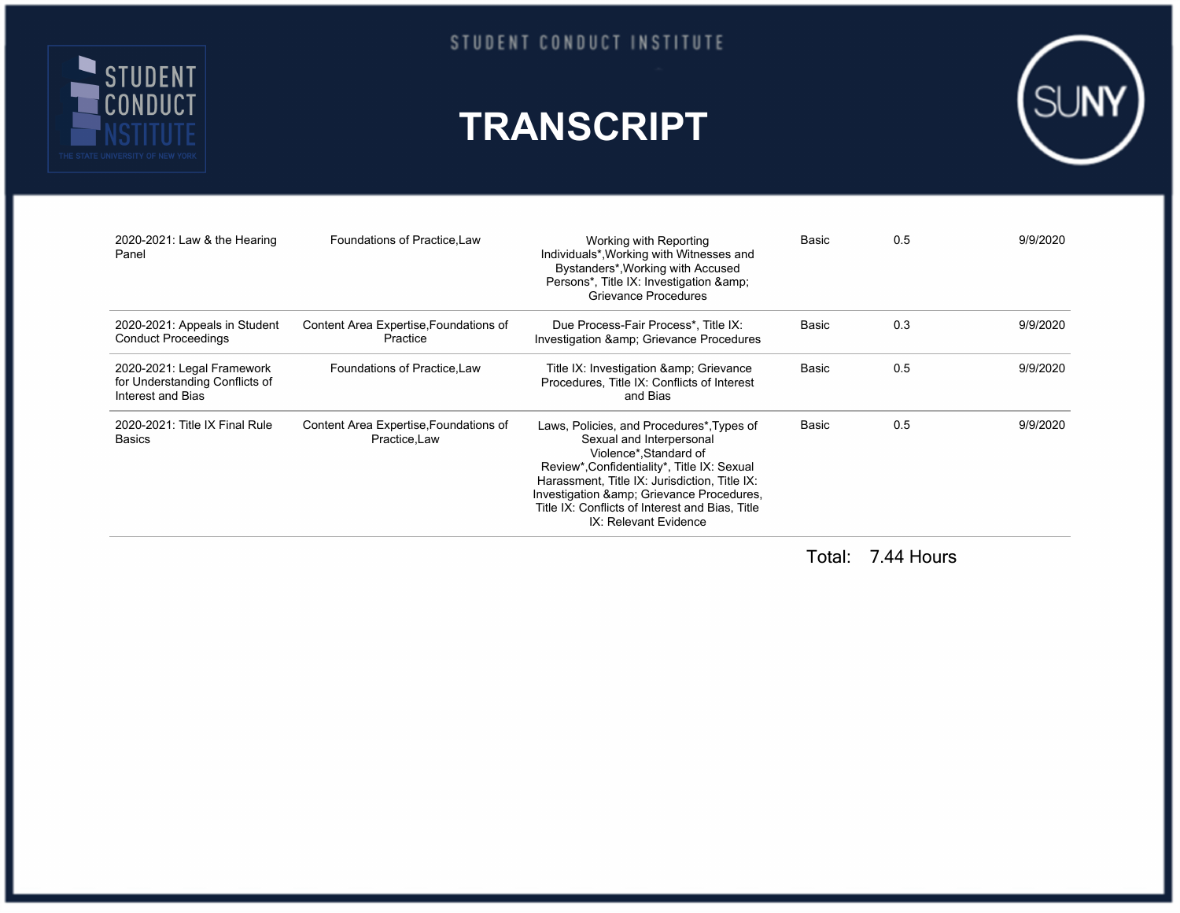# TRANSCRIPT

| | | | | | |
|---|---|---|---|---|---|
| 2020-2021: Law & the Hearing Panel | Foundations of Practice,Law | Working with Reporting Individuals*,Working with Witnesses and Bystanders*,Working with Accused Persons*, Title IX: Investigation &amp; Grievance Procedures | Basic | 0.5 | 9/9/2020 |
| 2020-2021: Appeals in Student Conduct Proceedings | Content Area Expertise,Foundations of Practice | Due Process-Fair Process*, Title IX: Investigation &amp; Grievance Procedures | Basic | 0.3 | 9/9/2020 |
| 2020-2021: Legal Framework for Understanding Conflicts of Interest and Bias | Foundations of Practice,Law | Title IX: Investigation &amp; Grievance Procedures, Title IX: Conflicts of Interest and Bias | Basic | 0.5 | 9/9/2020 |
| 2020-2021: Title IX Final Rule Basics | Content Area Expertise,Foundations of Practice,Law | Laws, Policies, and Procedures*,Types of Sexual and Interpersonal Violence*,Standard of Review*,Confidentiality*, Title IX: Sexual Harassment, Title IX: Jurisdiction, Title IX: Investigation &amp; Grievance Procedures, Title IX: Conflicts of Interest and Bias, Title IX: Relevant Evidence | Basic | 0.5 | 9/9/2020 |

Total: 7.44 Hours